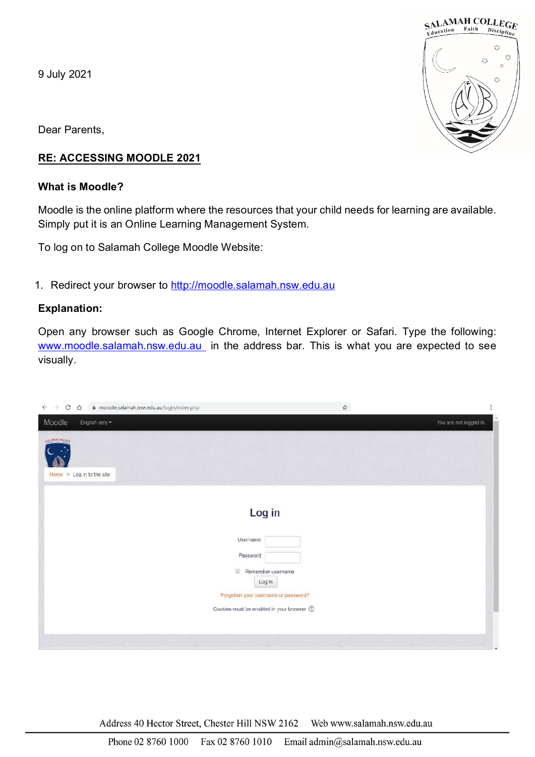9 July 2021

Dear Parents,

**RE: ACCESSING MOODLE 2021**

**What is Moodle?**

Moodle is the online platform where the resources that your child needs for learning are available. Simply put it is an Online Learning Management System.

To log on to Salamah College Moodle Website:

1. Redirect your browser to http://moodle.salamah.nsw.edu.au

**Explanation:**

Open any browser such as Google Chrome, Internet Explorer or Safari. Type the following: www.moodle.salamah.nsw.edu.au in the address bar. This is what you are expected to see visually.

Address 40 Hector Street, Chester Hill NSW 2162 Web www.salamah.nsw.edu.au

Phone 02 8760 1000 Fax 02 8760 1010 Email admin@salamah.nsw.edu.au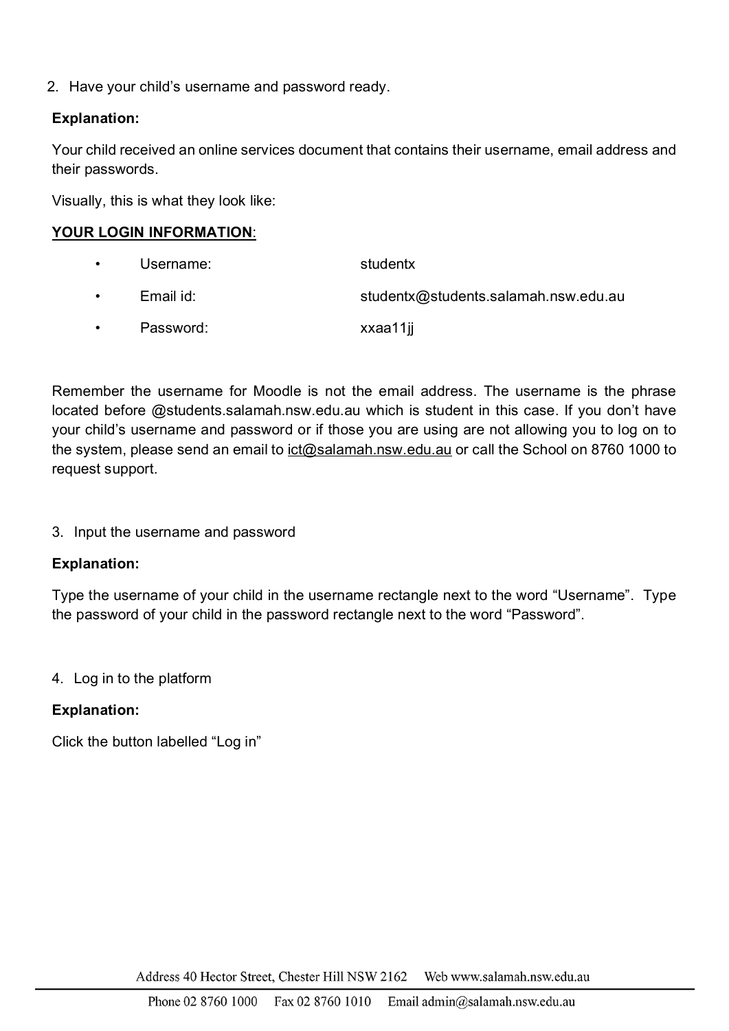2. Have your child's username and password ready.

**Explanation:**

Your child received an online services document that contains their username, email address and their passwords.

Visually, this is what they look like:

**<u>YOUR LOGIN INFORMATION</u>**:

- Username: studentx
- Email id: studentx@students.salamah.nsw.edu.au
- Password: xxaa11jj

Remember the username for Moodle is not the email address. The username is the phrase located before @students.salamah.nsw.edu.au which is student in this case. If you don't have your child's username and password or if those you are using are not allowing you to log on to the system, please send an email to ict@salamah.nsw.edu.au or call the School on 8760 1000 to request support.

3. Input the username and password

**Explanation:**

Type the username of your child in the username rectangle next to the word "Username". Type the password of your child in the password rectangle next to the word "Password".

4. Log in to the platform

**Explanation:**

Click the button labelled "Log in"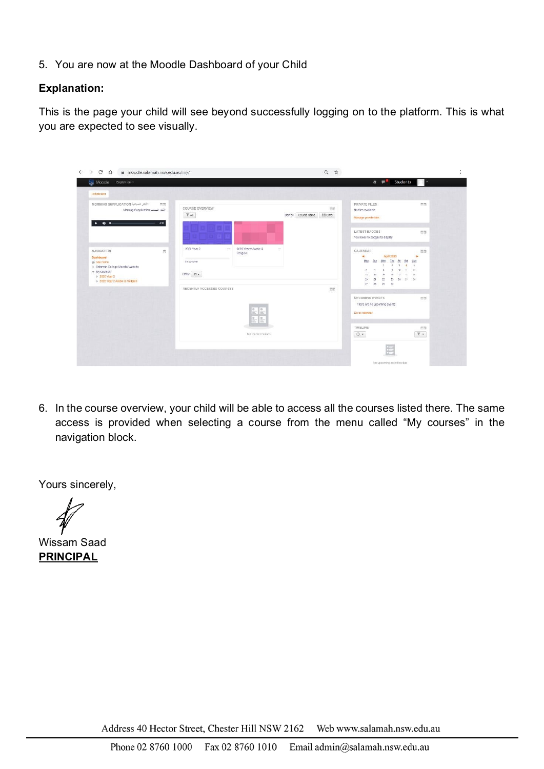5. You are now at the Moodle Dashboard of your Child

**Explanation:**

This is the page your child will see beyond successfully logging on to the platform. This is what you are expected to see visually.

6. In the course overview, your child will be able to access all the courses listed there. The same access is provided when selecting a course from the menu called “My courses” in the navigation block.

Yours sincerely,

Wissam Saad
**PRINCIPAL**